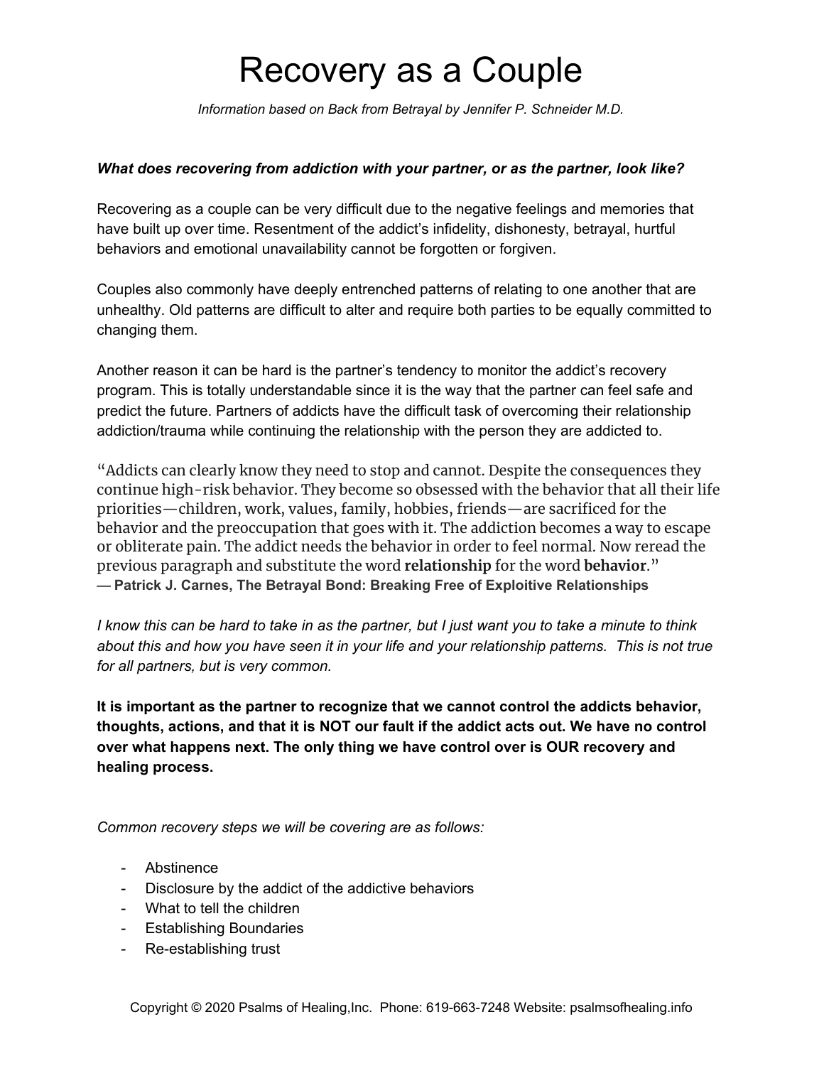# Recovery as a Couple

*Information based on Back from Betrayal by Jennifer P. Schneider M.D.*

***What does recovering from addiction with your partner, or as the partner, look like?***

Recovering as a couple can be very difficult due to the negative feelings and memories that have built up over time. Resentment of the addict's infidelity, dishonesty, betrayal, hurtful behaviors and emotional unavailability cannot be forgotten or forgiven.

Couples also commonly have deeply entrenched patterns of relating to one another that are unhealthy. Old patterns are difficult to alter and require both parties to be equally committed to changing them.

Another reason it can be hard is the partner's tendency to monitor the addict's recovery program. This is totally understandable since it is the way that the partner can feel safe and predict the future. Partners of addicts have the difficult task of overcoming their relationship addiction/trauma while continuing the relationship with the person they are addicted to.

"Addicts can clearly know they need to stop and cannot. Despite the consequences they continue high-risk behavior. They become so obsessed with the behavior that all their life priorities—children, work, values, family, hobbies, friends—are sacrificed for the behavior and the preoccupation that goes with it. The addiction becomes a way to escape or obliterate pain. The addict needs the behavior in order to feel normal. Now reread the previous paragraph and substitute the word **relationship** for the word **behavior**."
**— Patrick J. Carnes, The Betrayal Bond: Breaking Free of Exploitive Relationships**

*I know this can be hard to take in as the partner, but I just want you to take a minute to think about this and how you have seen it in your life and your relationship patterns. This is not true for all partners, but is very common.*

**It is important as the partner to recognize that we cannot control the addicts behavior, thoughts, actions, and that it is NOT our fault if the addict acts out. We have no control over what happens next. The only thing we have control over is OUR recovery and healing process.**

*Common recovery steps we will be covering are as follows:*

- Abstinence
- Disclosure by the addict of the addictive behaviors
- What to tell the children
- Establishing Boundaries
- Re-establishing trust

Copyright © 2020 Psalms of Healing,Inc. Phone: 619-663-7248 Website: psalmsofhealing.info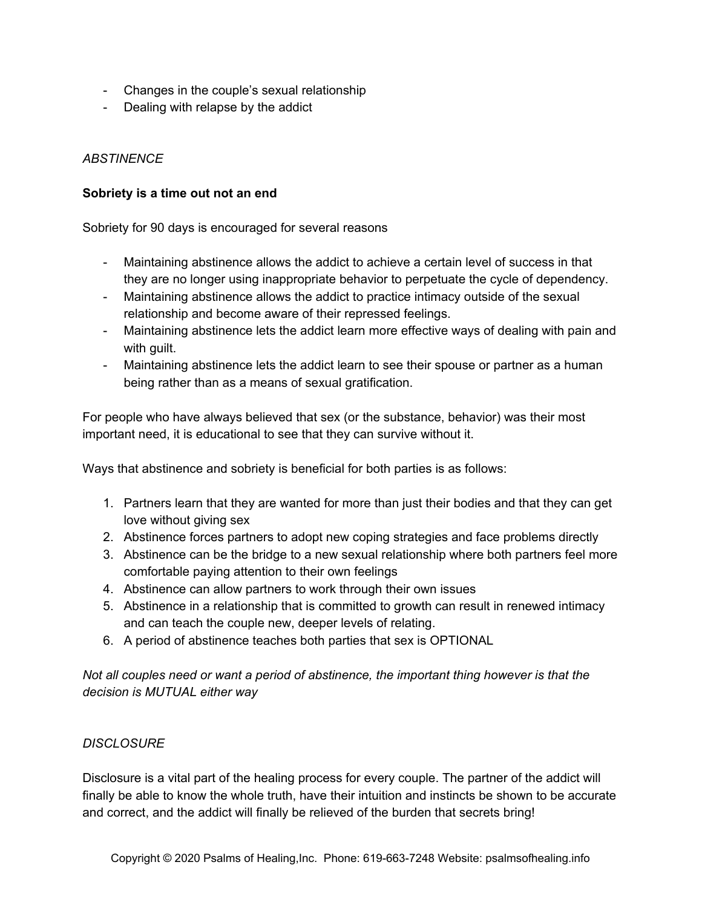- Changes in the couple's sexual relationship
- Dealing with relapse by the addict

*ABSTINENCE*

**Sobriety is a time out not an end**

Sobriety for 90 days is encouraged for several reasons

- Maintaining abstinence allows the addict to achieve a certain level of success in that they are no longer using inappropriate behavior to perpetuate the cycle of dependency.
- Maintaining abstinence allows the addict to practice intimacy outside of the sexual relationship and become aware of their repressed feelings.
- Maintaining abstinence lets the addict learn more effective ways of dealing with pain and with guilt.
- Maintaining abstinence lets the addict learn to see their spouse or partner as a human being rather than as a means of sexual gratification.

For people who have always believed that sex (or the substance, behavior) was their most important need, it is educational to see that they can survive without it.

Ways that abstinence and sobriety is beneficial for both parties is as follows:

1. Partners learn that they are wanted for more than just their bodies and that they can get love without giving sex
2. Abstinence forces partners to adopt new coping strategies and face problems directly
3. Abstinence can be the bridge to a new sexual relationship where both partners feel more comfortable paying attention to their own feelings
4. Abstinence can allow partners to work through their own issues
5. Abstinence in a relationship that is committed to growth can result in renewed intimacy and can teach the couple new, deeper levels of relating.
6. A period of abstinence teaches both parties that sex is OPTIONAL

*Not all couples need or want a period of abstinence, the important thing however is that the decision is MUTUAL either way*

*DISCLOSURE*

Disclosure is a vital part of the healing process for every couple. The partner of the addict will finally be able to know the whole truth, have their intuition and instincts be shown to be accurate and correct, and the addict will finally be relieved of the burden that secrets bring!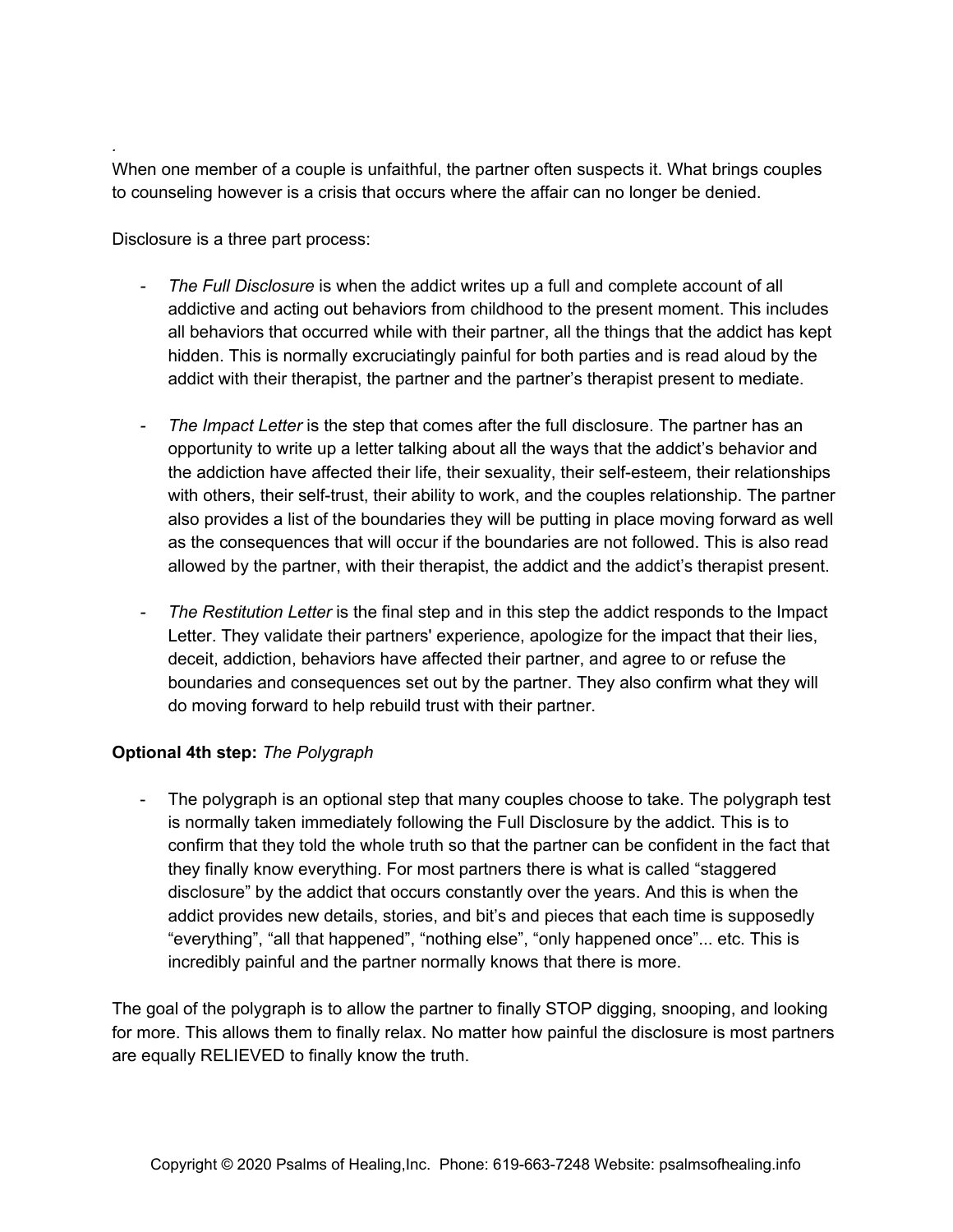.
When one member of a couple is unfaithful, the partner often suspects it. What brings couples to counseling however is a crisis that occurs where the affair can no longer be denied.

Disclosure is a three part process:

- *The Full Disclosure* is when the addict writes up a full and complete account of all addictive and acting out behaviors from childhood to the present moment. This includes all behaviors that occurred while with their partner, all the things that the addict has kept hidden. This is normally excruciatingly painful for both parties and is read aloud by the addict with their therapist, the partner and the partner's therapist present to mediate.

- *The Impact Letter* is the step that comes after the full disclosure. The partner has an opportunity to write up a letter talking about all the ways that the addict's behavior and the addiction have affected their life, their sexuality, their self-esteem, their relationships with others, their self-trust, their ability to work, and the couples relationship. The partner also provides a list of the boundaries they will be putting in place moving forward as well as the consequences that will occur if the boundaries are not followed. This is also read allowed by the partner, with their therapist, the addict and the addict's therapist present.

- *The Restitution Letter* is the final step and in this step the addict responds to the Impact Letter. They validate their partners' experience, apologize for the impact that their lies, deceit, addiction, behaviors have affected their partner, and agree to or refuse the boundaries and consequences set out by the partner. They also confirm what they will do moving forward to help rebuild trust with their partner.

**Optional 4th step:** *The Polygraph*

- The polygraph is an optional step that many couples choose to take. The polygraph test is normally taken immediately following the Full Disclosure by the addict. This is to confirm that they told the whole truth so that the partner can be confident in the fact that they finally know everything. For most partners there is what is called "staggered disclosure" by the addict that occurs constantly over the years. And this is when the addict provides new details, stories, and bit's and pieces that each time is supposedly "everything", "all that happened", "nothing else", "only happened once"... etc. This is incredibly painful and the partner normally knows that there is more.

The goal of the polygraph is to allow the partner to finally STOP digging, snooping, and looking for more. This allows them to finally relax. No matter how painful the disclosure is most partners are equally RELIEVED to finally know the truth.

Copyright © 2020 Psalms of Healing,Inc. Phone: 619-663-7248 Website: psalmsofhealing.info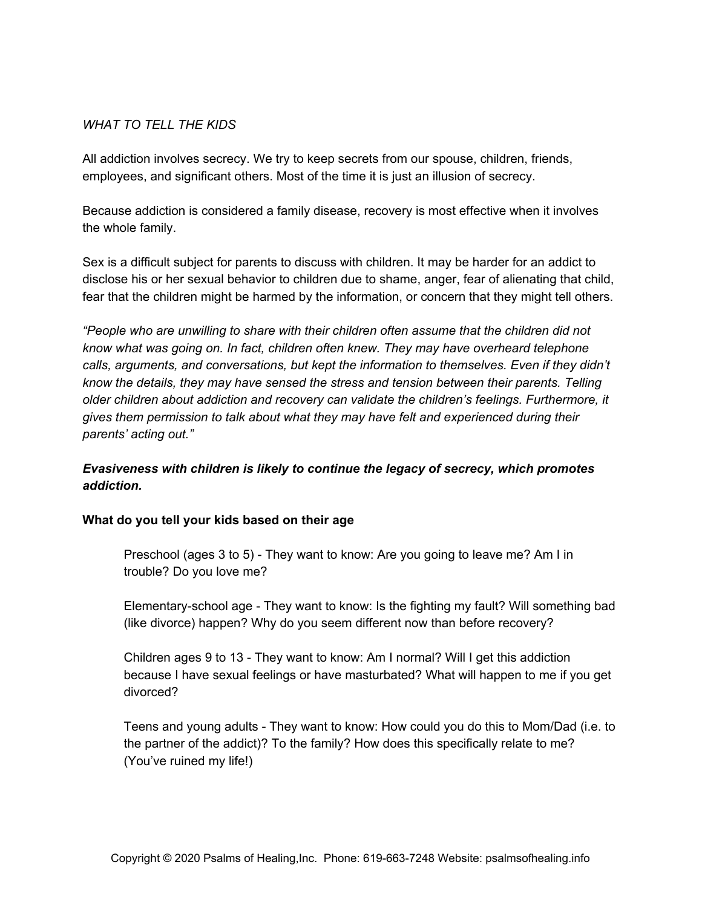*WHAT TO TELL THE KIDS*

All addiction involves secrecy. We try to keep secrets from our spouse, children, friends, employees, and significant others. Most of the time it is just an illusion of secrecy.

Because addiction is considered a family disease, recovery is most effective when it involves the whole family.

Sex is a difficult subject for parents to discuss with children. It may be harder for an addict to disclose his or her sexual behavior to children due to shame, anger, fear of alienating that child, fear that the children might be harmed by the information, or concern that they might tell others.

*"People who are unwilling to share with their children often assume that the children did not know what was going on. In fact, children often knew. They may have overheard telephone calls, arguments, and conversations, but kept the information to themselves. Even if they didn't know the details, they may have sensed the stress and tension between their parents. Telling older children about addiction and recovery can validate the children's feelings. Furthermore, it gives them permission to talk about what they may have felt and experienced during their parents' acting out."*

***Evasiveness with children is likely to continue the legacy of secrecy, which promotes addiction.***

**What do you tell your kids based on their age**

> Preschool (ages 3 to 5) - They want to know: Are you going to leave me? Am I in trouble? Do you love me?
>
> Elementary-school age - They want to know: Is the fighting my fault? Will something bad (like divorce) happen? Why do you seem different now than before recovery?
>
> Children ages 9 to 13 - They want to know: Am I normal? Will I get this addiction because I have sexual feelings or have masturbated? What will happen to me if you get divorced?
>
> Teens and young adults - They want to know: How could you do this to Mom/Dad (i.e. to the partner of the addict)? To the family? How does this specifically relate to me? (You've ruined my life!)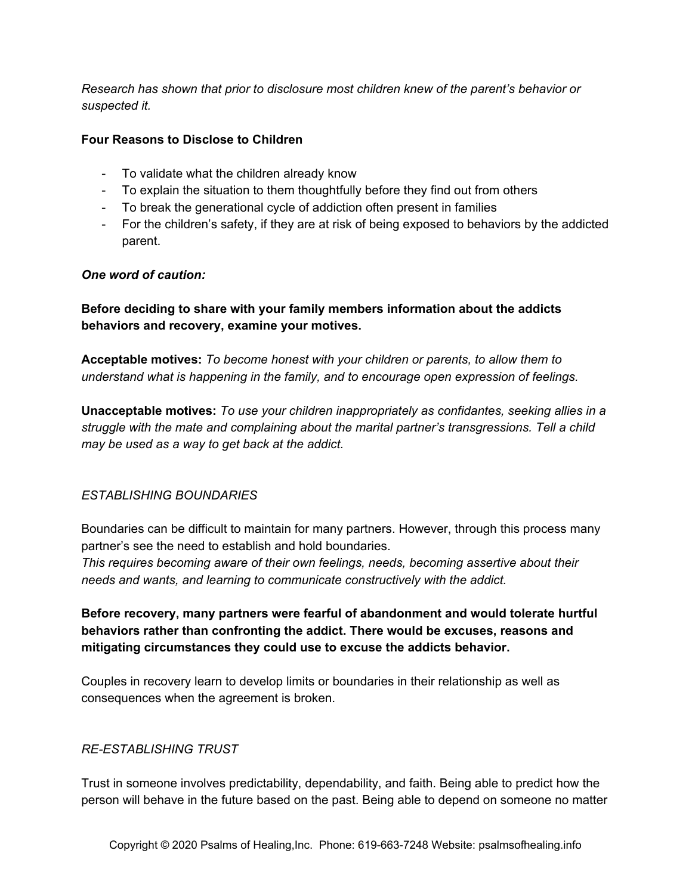*Research has shown that prior to disclosure most children knew of the parent's behavior or suspected it.*

**Four Reasons to Disclose to Children**

- To validate what the children already know
- To explain the situation to them thoughtfully before they find out from others
- To break the generational cycle of addiction often present in families
- For the children's safety, if they are at risk of being exposed to behaviors by the addicted parent.

***One word of caution:***

**Before deciding to share with your family members information about the addicts behaviors and recovery, examine your motives.**

**Acceptable motives:** *To become honest with your children or parents, to allow them to understand what is happening in the family, and to encourage open expression of feelings.*

**Unacceptable motives:** *To use your children inappropriately as confidantes, seeking allies in a struggle with the mate and complaining about the marital partner's transgressions. Tell a child may be used as a way to get back at the addict.*

*ESTABLISHING BOUNDARIES*

Boundaries can be difficult to maintain for many partners. However, through this process many partner's see the need to establish and hold boundaries.
*This requires becoming aware of their own feelings, needs, becoming assertive about their needs and wants, and learning to communicate constructively with the addict.*

**Before recovery, many partners were fearful of abandonment and would tolerate hurtful behaviors rather than confronting the addict. There would be excuses, reasons and mitigating circumstances they could use to excuse the addicts behavior.**

Couples in recovery learn to develop limits or boundaries in their relationship as well as consequences when the agreement is broken.

*RE-ESTABLISHING TRUST*

Trust in someone involves predictability, dependability, and faith. Being able to predict how the person will behave in the future based on the past. Being able to depend on someone no matter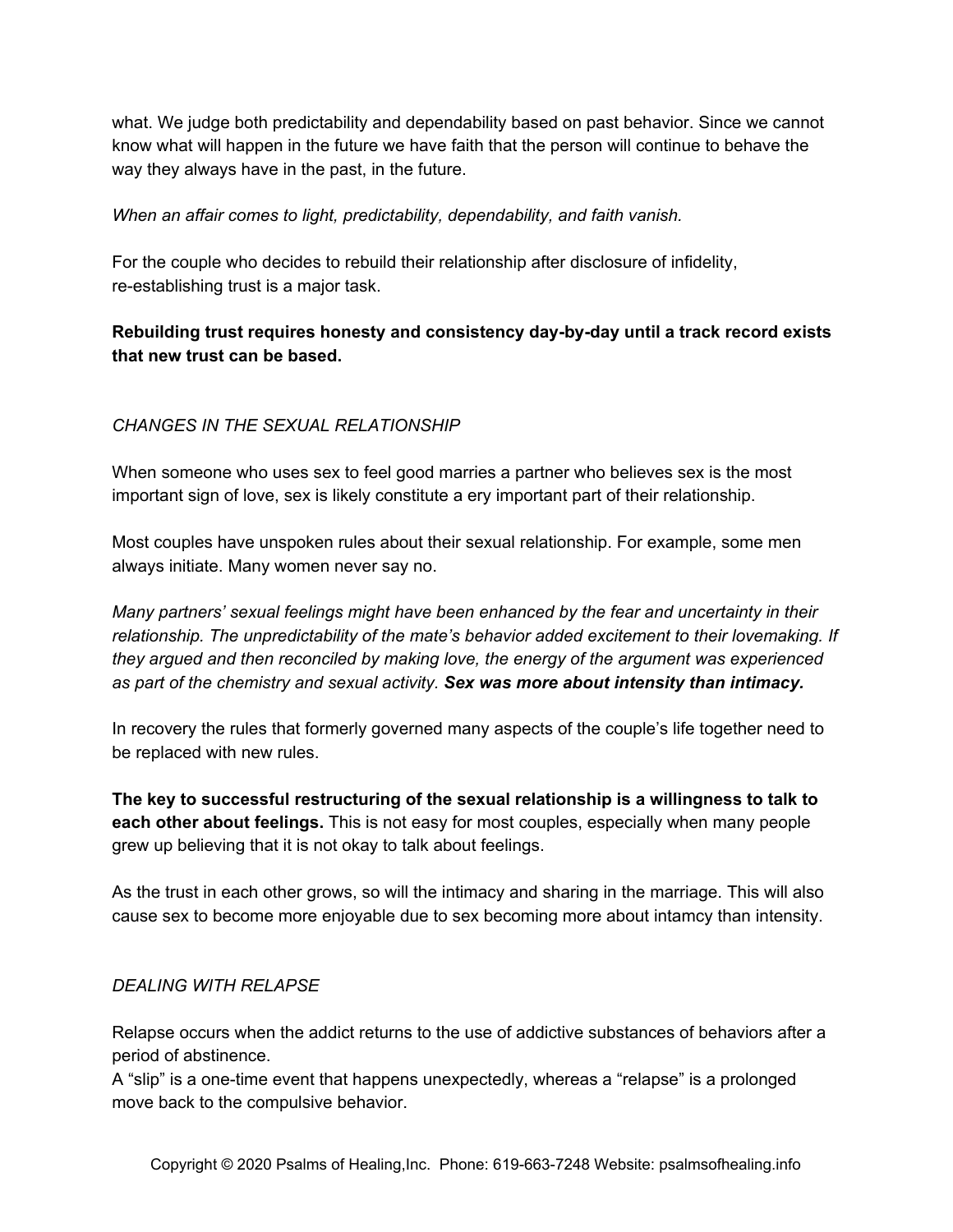what. We judge both predictability and dependability based on past behavior. Since we cannot know what will happen in the future we have faith that the person will continue to behave the way they always have in the past, in the future.

*When an affair comes to light, predictability, dependability, and faith vanish.*

For the couple who decides to rebuild their relationship after disclosure of infidelity, re-establishing trust is a major task.

**Rebuilding trust requires honesty and consistency day-by-day until a track record exists that new trust can be based.**

### *CHANGES IN THE SEXUAL RELATIONSHIP*

When someone who uses sex to feel good marries a partner who believes sex is the most important sign of love, sex is likely constitute a ery important part of their relationship.

Most couples have unspoken rules about their sexual relationship. For example, some men always initiate. Many women never say no.

*Many partners' sexual feelings might have been enhanced by the fear and uncertainty in their relationship. The unpredictability of the mate's behavior added excitement to their lovemaking. If they argued and then reconciled by making love, the energy of the argument was experienced as part of the chemistry and sexual activity.* ***Sex was more about intensity than intimacy.***

In recovery the rules that formerly governed many aspects of the couple's life together need to be replaced with new rules.

**The key to successful restructuring of the sexual relationship is a willingness to talk to each other about feelings.** This is not easy for most couples, especially when many people grew up believing that it is not okay to talk about feelings.

As the trust in each other grows, so will the intimacy and sharing in the marriage. This will also cause sex to become more enjoyable due to sex becoming more about intamcy than intensity.

### *DEALING WITH RELAPSE*

Relapse occurs when the addict returns to the use of addictive substances of behaviors after a period of abstinence.
A "slip" is a one-time event that happens unexpectedly, whereas a "relapse" is a prolonged move back to the compulsive behavior.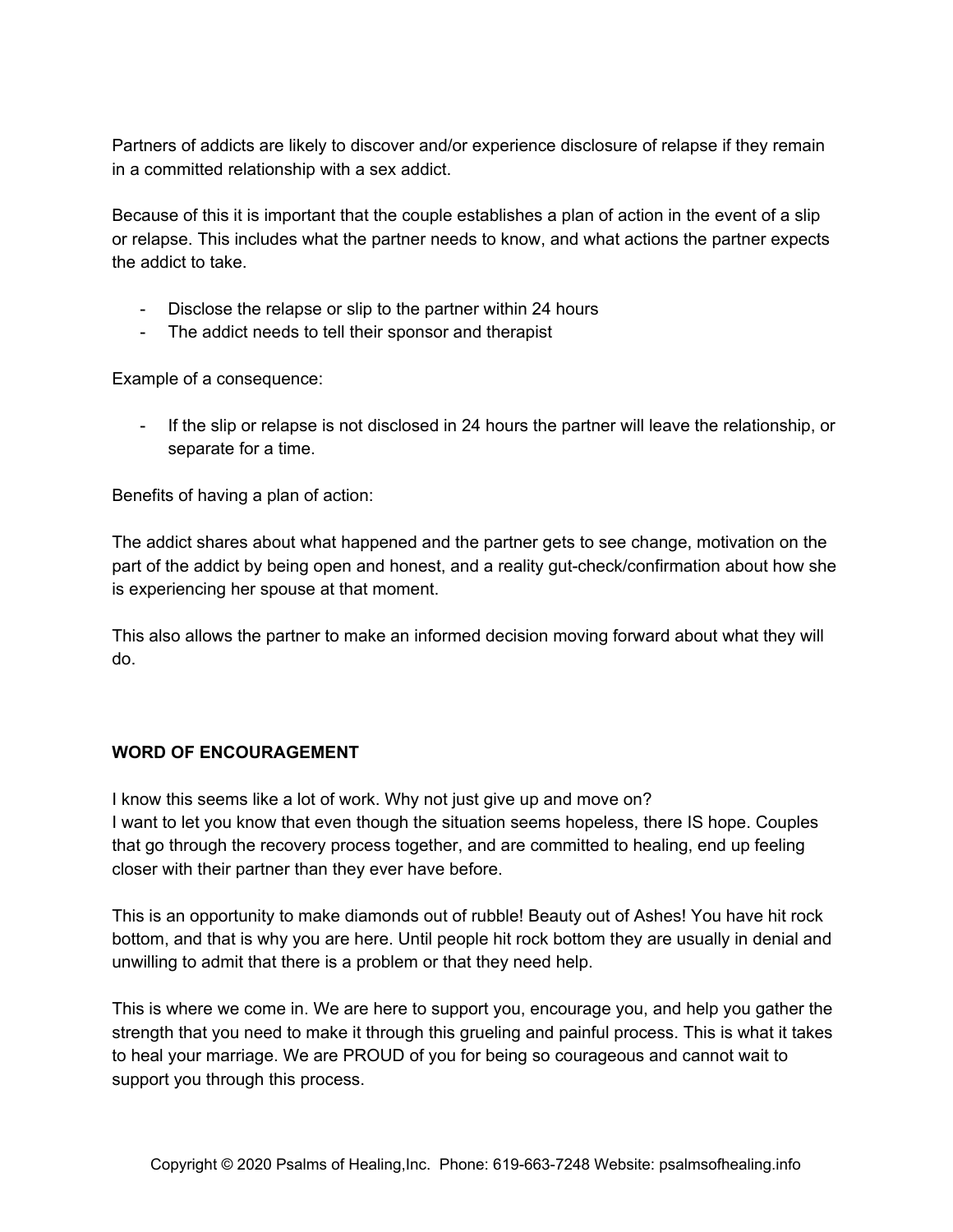Partners of addicts are likely to discover and/or experience disclosure of relapse if they remain in a committed relationship with a sex addict.

Because of this it is important that the couple establishes a plan of action in the event of a slip or relapse. This includes what the partner needs to know, and what actions the partner expects the addict to take.

- Disclose the relapse or slip to the partner within 24 hours
- The addict needs to tell their sponsor and therapist

Example of a consequence:

- If the slip or relapse is not disclosed in 24 hours the partner will leave the relationship, or separate for a time.

Benefits of having a plan of action:

The addict shares about what happened and the partner gets to see change, motivation on the part of the addict by being open and honest, and a reality gut-check/confirmation about how she is experiencing her spouse at that moment.

This also allows the partner to make an informed decision moving forward about what they will do.

**WORD OF ENCOURAGEMENT**

I know this seems like a lot of work. Why not just give up and move on?
I want to let you know that even though the situation seems hopeless, there IS hope. Couples that go through the recovery process together, and are committed to healing, end up feeling closer with their partner than they ever have before.

This is an opportunity to make diamonds out of rubble! Beauty out of Ashes! You have hit rock bottom, and that is why you are here. Until people hit rock bottom they are usually in denial and unwilling to admit that there is a problem or that they need help.

This is where we come in. We are here to support you, encourage you, and help you gather the strength that you need to make it through this grueling and painful process. This is what it takes to heal your marriage. We are PROUD of you for being so courageous and cannot wait to support you through this process.